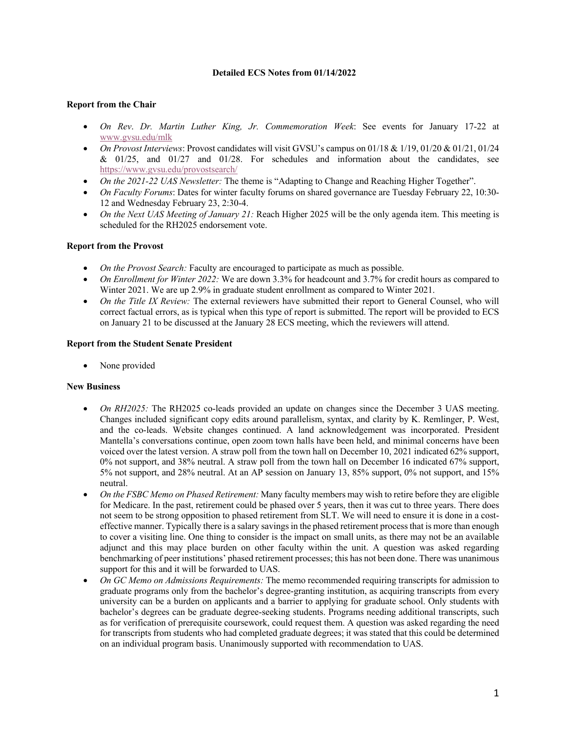**Detailed ECS Notes from 01/14/2022**

**Report from the Chair**

- *On Rev. Dr. Martin Luther King, Jr. Commemoration Week*: See events for January 17-22 at www.gvsu.edu/mlk
- *On Provost Interviews*: Provost candidates will visit GVSU's campus on 01/18 & 1/19, 01/20 & 01/21, 01/24 & 01/25, and 01/27 and 01/28. For schedules and information about the candidates, see https://www.gvsu.edu/provostsearch/
- *On the 2021-22 UAS Newsletter:* The theme is "Adapting to Change and Reaching Higher Together".
- *On Faculty Forums*: Dates for winter faculty forums on shared governance are Tuesday February 22, 10:30-12 and Wednesday February 23, 2:30-4.
- *On the Next UAS Meeting of January 21:* Reach Higher 2025 will be the only agenda item. This meeting is scheduled for the RH2025 endorsement vote.

**Report from the Provost**

- *On the Provost Search:* Faculty are encouraged to participate as much as possible.
- *On Enrollment for Winter 2022:* We are down 3.3% for headcount and 3.7% for credit hours as compared to Winter 2021. We are up 2.9% in graduate student enrollment as compared to Winter 2021.
- *On the Title IX Review:* The external reviewers have submitted their report to General Counsel, who will correct factual errors, as is typical when this type of report is submitted. The report will be provided to ECS on January 21 to be discussed at the January 28 ECS meeting, which the reviewers will attend.

**Report from the Student Senate President**

- None provided

**New Business**

- *On RH2025:* The RH2025 co-leads provided an update on changes since the December 3 UAS meeting. Changes included significant copy edits around parallelism, syntax, and clarity by K. Remlinger, P. West, and the co-leads. Website changes continued. A land acknowledgement was incorporated. President Mantella's conversations continue, open zoom town halls have been held, and minimal concerns have been voiced over the latest version. A straw poll from the town hall on December 10, 2021 indicated 62% support, 0% not support, and 38% neutral. A straw poll from the town hall on December 16 indicated 67% support, 5% not support, and 28% neutral. At an AP session on January 13, 85% support, 0% not support, and 15% neutral.
- *On the FSBC Memo on Phased Retirement:* Many faculty members may wish to retire before they are eligible for Medicare. In the past, retirement could be phased over 5 years, then it was cut to three years. There does not seem to be strong opposition to phased retirement from SLT. We will need to ensure it is done in a cost-effective manner. Typically there is a salary savings in the phased retirement process that is more than enough to cover a visiting line. One thing to consider is the impact on small units, as there may not be an available adjunct and this may place burden on other faculty within the unit. A question was asked regarding benchmarking of peer institutions' phased retirement processes; this has not been done. There was unanimous support for this and it will be forwarded to UAS.
- *On GC Memo on Admissions Requirements:* The memo recommended requiring transcripts for admission to graduate programs only from the bachelor's degree-granting institution, as acquiring transcripts from every university can be a burden on applicants and a barrier to applying for graduate school. Only students with bachelor's degrees can be graduate degree-seeking students. Programs needing additional transcripts, such as for verification of prerequisite coursework, could request them. A question was asked regarding the need for transcripts from students who had completed graduate degrees; it was stated that this could be determined on an individual program basis. Unanimously supported with recommendation to UAS.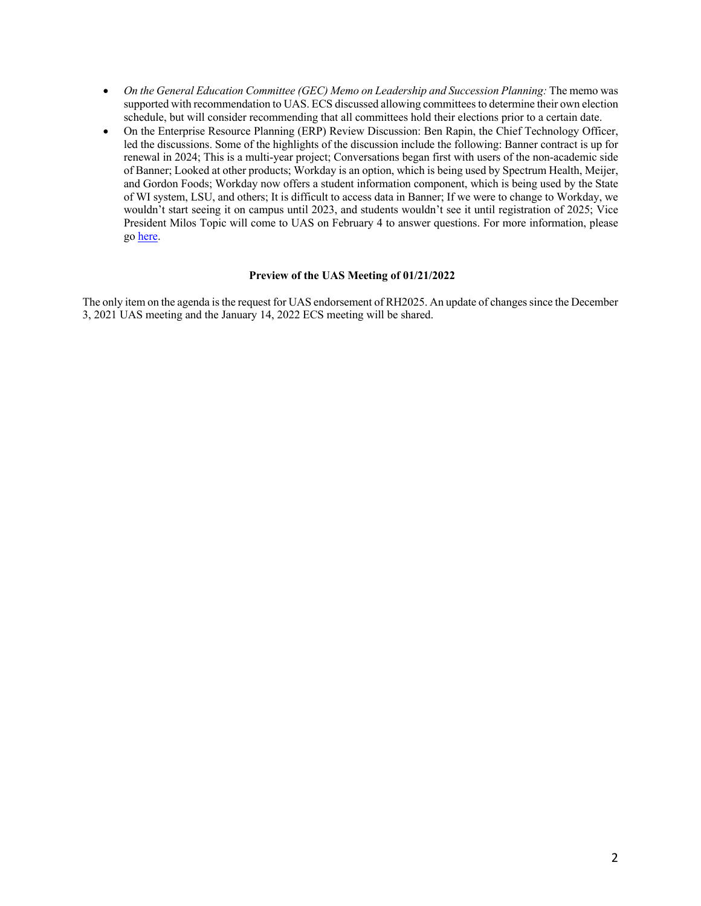- *On the General Education Committee (GEC) Memo on Leadership and Succession Planning:* The memo was supported with recommendation to UAS. ECS discussed allowing committees to determine their own election schedule, but will consider recommending that all committees hold their elections prior to a certain date.
- On the Enterprise Resource Planning (ERP) Review Discussion: Ben Rapin, the Chief Technology Officer, led the discussions. Some of the highlights of the discussion include the following: Banner contract is up for renewal in 2024; This is a multi-year project; Conversations began first with users of the non-academic side of Banner; Looked at other products; Workday is an option, which is being used by Spectrum Health, Meijer, and Gordon Foods; Workday now offers a student information component, which is being used by the State of WI system, LSU, and others; It is difficult to access data in Banner; If we were to change to Workday, we wouldn't start seeing it on campus until 2023, and students wouldn't see it until registration of 2025; Vice President Milos Topic will come to UAS on February 4 to answer questions. For more information, please go here.

**Preview of the UAS Meeting of 01/21/2022**

The only item on the agenda is the request for UAS endorsement of RH2025. An update of changes since the December 3, 2021 UAS meeting and the January 14, 2022 ECS meeting will be shared.